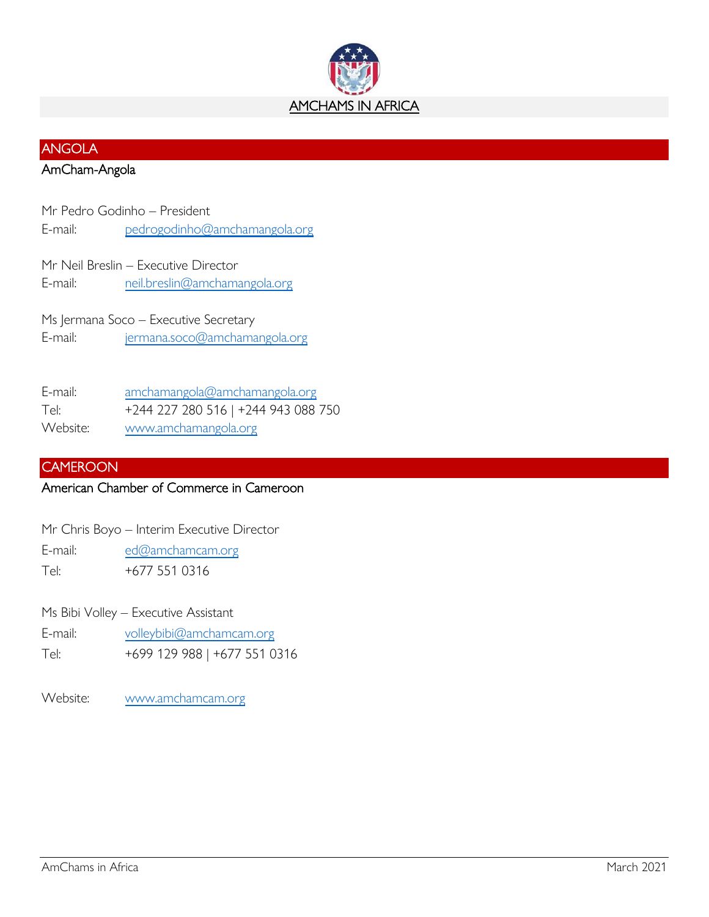# AMCHAMS IN AFRICA

## ANGOLA

### AmCham-Angola

Mr Pedro Godinho – President
E-mail: pedrogodinho@amchamangola.org

Mr Neil Breslin – Executive Director
E-mail: neil.breslin@amchamangola.org

Ms Jermana Soco – Executive Secretary
E-mail: jermana.soco@amchamangola.org

E-mail: amchamangola@amchamangola.org
Tel: +244 227 280 516 | +244 943 088 750
Website: www.amchamangola.org

## CAMEROON

### American Chamber of Commerce in Cameroon

Mr Chris Boyo – Interim Executive Director
E-mail: ed@amchamcam.org
Tel: +677 551 0316

Ms Bibi Volley – Executive Assistant
E-mail: volleybibi@amchamcam.org
Tel: +699 129 988 | +677 551 0316

Website: www.amchamcam.org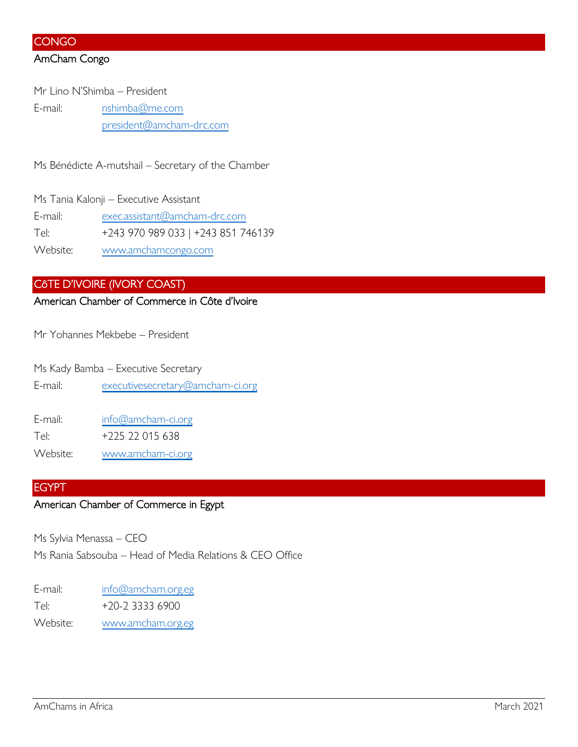## CONGO

### AmCham Congo

Mr Lino N'Shimba – President

E-mail: nshimba@me.com
president@amcham-drc.com

Ms Bénédicte A-mutshail – Secretary of the Chamber

Ms Tania Kalonji – Executive Assistant

E-mail: exec.assistant@amcham-drc.com

Tel: +243 970 989 033 | +243 851 746139

Website: www.amchamcongo.com

## CôTE D'IVOIRE (IVORY COAST)

### American Chamber of Commerce in Côte d'Ivoire

Mr Yohannes Mekbebe – President

Ms Kady Bamba – Executive Secretary

E-mail: executivesecretary@amcham-ci.org

E-mail: info@amcham-ci.org

Tel: +225 22 015 638

Website: www.amcham-ci.org

## EGYPT

### American Chamber of Commerce in Egypt

Ms Sylvia Menassa – CEO

Ms Rania Sabsouba – Head of Media Relations & CEO Office

E-mail: info@amcham.org.eg

Tel: +20-2 3333 6900

Website: www.amcham.org.eg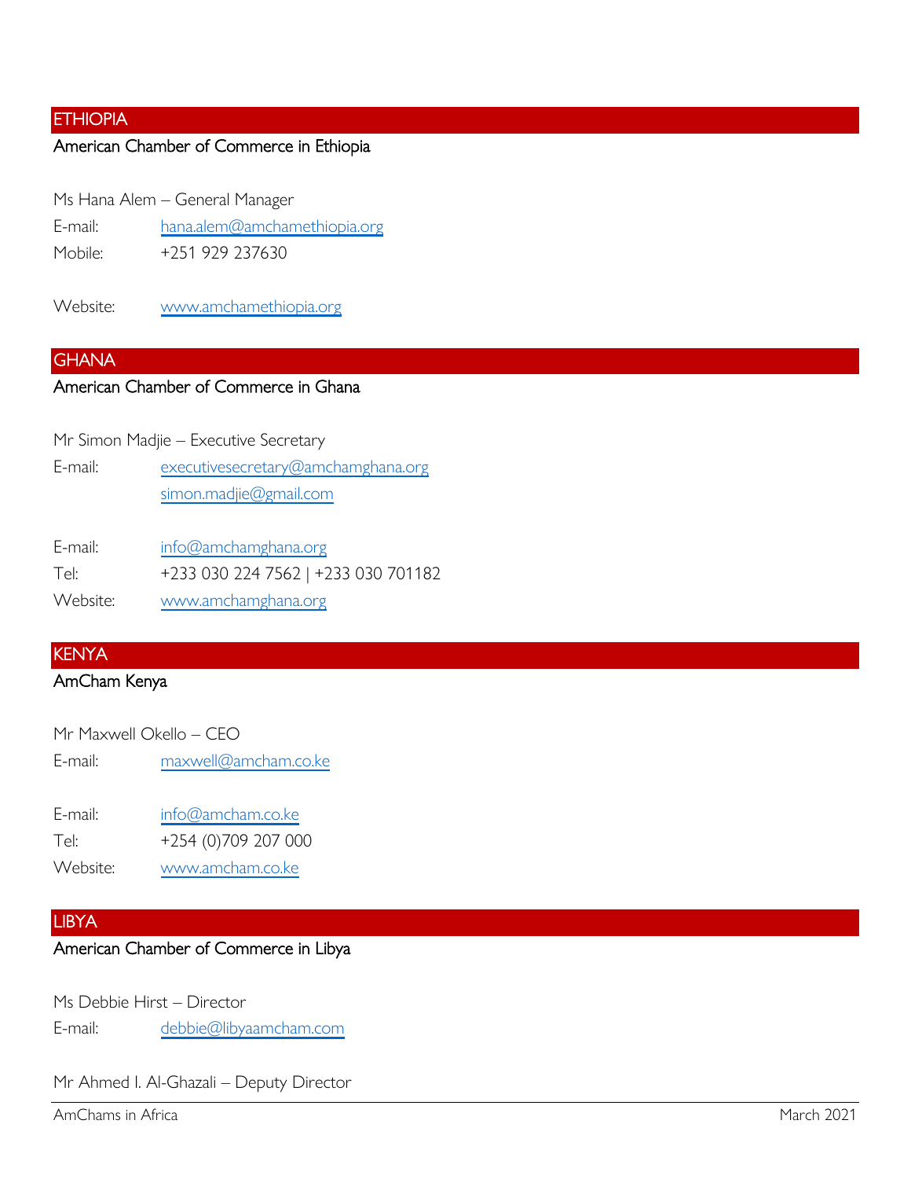## ETHIOPIA

### American Chamber of Commerce in Ethiopia

Ms Hana Alem – General Manager

E-mail: hana.alem@amchamethiopia.org

Mobile: +251 929 237630

Website: www.amchamethiopia.org

## GHANA

### American Chamber of Commerce in Ghana

Mr Simon Madjie – Executive Secretary

E-mail: executivesecretary@amchamghana.org
simon.madjie@gmail.com

E-mail: info@amchamghana.org

Tel: +233 030 224 7562 | +233 030 701182

Website: www.amchamghana.org

## KENYA

### AmCham Kenya

Mr Maxwell Okello – CEO

E-mail: maxwell@amcham.co.ke

E-mail: info@amcham.co.ke

Tel: +254 (0)709 207 000

Website: www.amcham.co.ke

## LIBYA

### American Chamber of Commerce in Libya

Ms Debbie Hirst – Director

E-mail: debbie@libyaamcham.com

Mr Ahmed I. Al-Ghazali – Deputy Director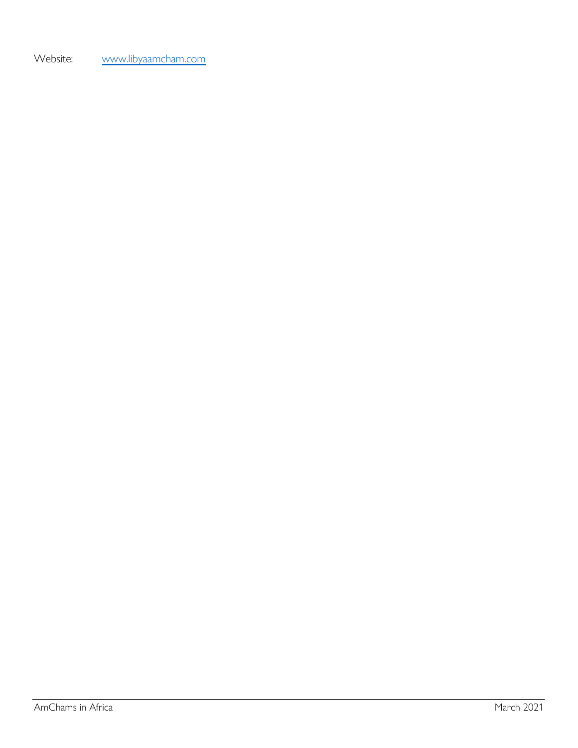Website: www.libyaamcham.com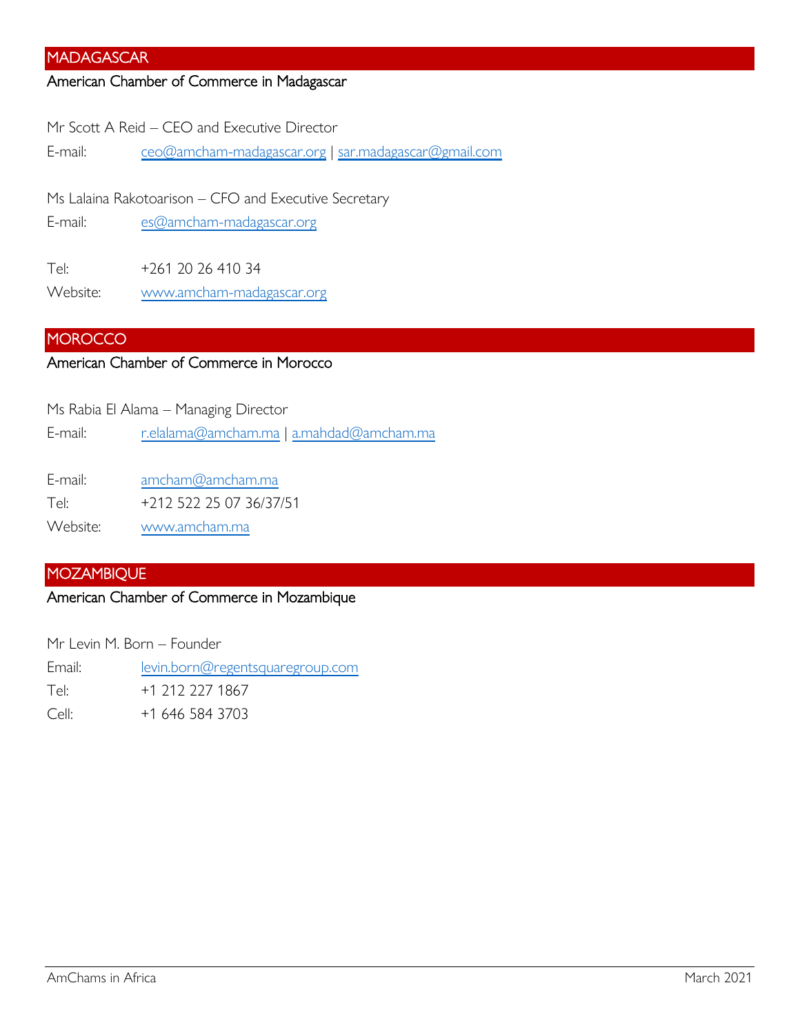## MADAGASCAR

### American Chamber of Commerce in Madagascar

Mr Scott A Reid – CEO and Executive Director

E-mail: ceo@amcham-madagascar.org | sar.madagascar@gmail.com

Ms Lalaina Rakotoarison – CFO and Executive Secretary

E-mail: es@amcham-madagascar.org

Tel: +261 20 26 410 34

Website: www.amcham-madagascar.org

## MOROCCO

### American Chamber of Commerce in Morocco

Ms Rabia El Alama – Managing Director

E-mail: r.elalama@amcham.ma | a.mahdad@amcham.ma

E-mail: amcham@amcham.ma

Tel: +212 522 25 07 36/37/51

Website: www.amcham.ma

## MOZAMBIQUE

### American Chamber of Commerce in Mozambique

Mr Levin M. Born – Founder

Email: levin.born@regentsquaregroup.com

Tel: +1 212 227 1867

Cell: +1 646 584 3703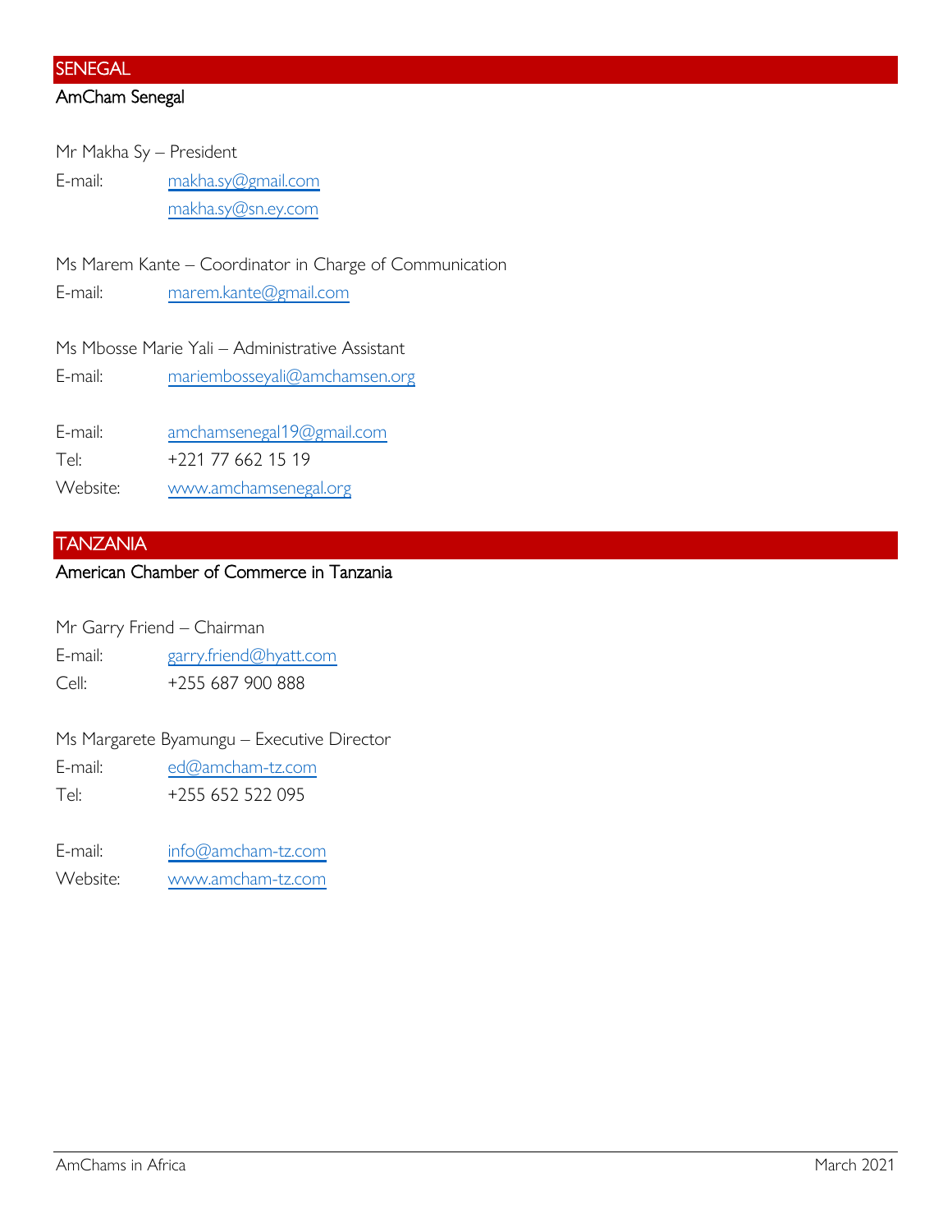## SENEGAL

### AmCham Senegal

Mr Makha Sy – President

E-mail: makha.sy@gmail.com
makha.sy@sn.ey.com

Ms Marem Kante – Coordinator in Charge of Communication

E-mail: marem.kante@gmail.com

Ms Mbosse Marie Yali – Administrative Assistant

E-mail: mariembosseyali@amchamsen.org

E-mail: amchamsenegal19@gmail.com
Tel: +221 77 662 15 19
Website: www.amchamsenegal.org

## TANZANIA

### American Chamber of Commerce in Tanzania

Mr Garry Friend – Chairman

E-mail: garry.friend@hyatt.com
Cell: +255 687 900 888

Ms Margarete Byamungu – Executive Director

E-mail: ed@amcham-tz.com
Tel: +255 652 522 095

E-mail: info@amcham-tz.com
Website: www.amcham-tz.com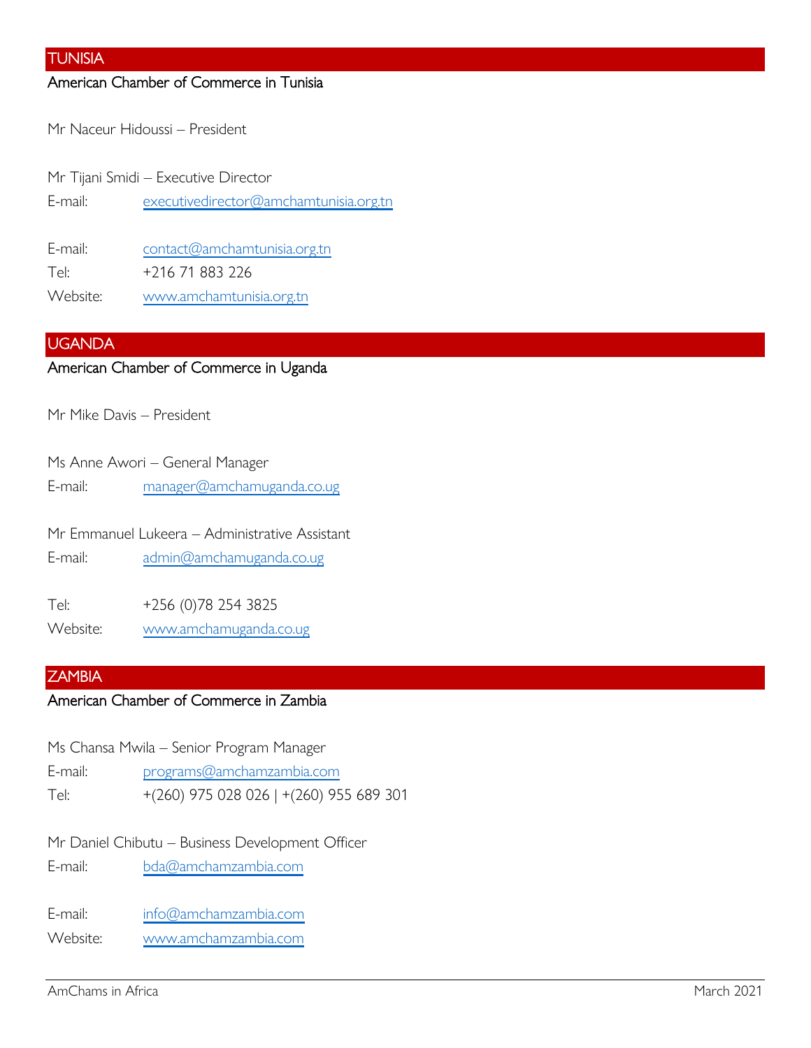## TUNISIA

### American Chamber of Commerce in Tunisia

Mr Naceur Hidoussi – President

Mr Tijani Smidi – Executive Director
E-mail: executivedirector@amchamtunisia.org.tn

E-mail: contact@amchamtunisia.org.tn
Tel: +216 71 883 226
Website: www.amchamtunisia.org.tn

## UGANDA

### American Chamber of Commerce in Uganda

Mr Mike Davis – President

Ms Anne Awori – General Manager
E-mail: manager@amchamuganda.co.ug

Mr Emmanuel Lukeera – Administrative Assistant
E-mail: admin@amchamuganda.co.ug

Tel: +256 (0)78 254 3825
Website: www.amchamuganda.co.ug

## ZAMBIA

### American Chamber of Commerce in Zambia

Ms Chansa Mwila – Senior Program Manager
E-mail: programs@amchamzambia.com
Tel: +(260) 975 028 026 | +(260) 955 689 301

Mr Daniel Chibutu – Business Development Officer
E-mail: bda@amchamzambia.com

E-mail: info@amchamzambia.com
Website: www.amchamzambia.com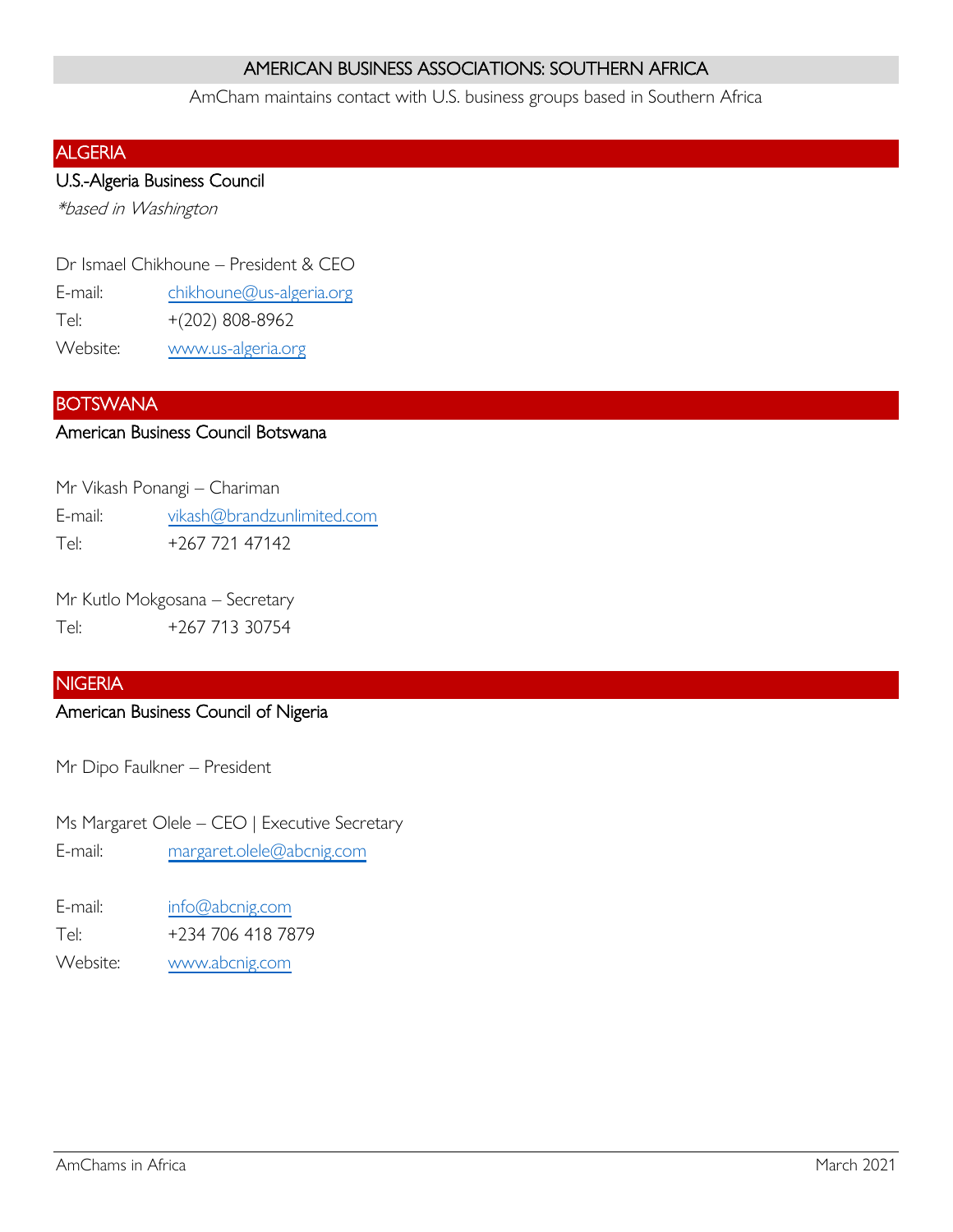# AMERICAN BUSINESS ASSOCIATIONS: SOUTHERN AFRICA

AmCham maintains contact with U.S. business groups based in Southern Africa

## ALGERIA

### U.S.-Algeria Business Council

*\*based in Washington*

Dr Ismael Chikhoune – President & CEO

| | |
|---|---|
| E-mail: | chikhoune@us-algeria.org |
| Tel: | +(202) 808-8962 |
| Website: | www.us-algeria.org |

## BOTSWANA

### American Business Council Botswana

Mr Vikash Ponangi – Chariman

| | |
|---|---|
| E-mail: | vikash@brandzunlimited.com |
| Tel: | +267 721 47142 |

Mr Kutlo Mokgosana – Secretary

| | |
|---|---|
| Tel: | +267 713 30754 |

## NIGERIA

### American Business Council of Nigeria

Mr Dipo Faulkner – President

Ms Margaret Olele – CEO | Executive Secretary

| | |
|---|---|
| E-mail: | margaret.olele@abcnig.com |

| | |
|---|---|
| E-mail: | info@abcnig.com |
| Tel: | +234 706 418 7879 |
| Website: | www.abcnig.com |